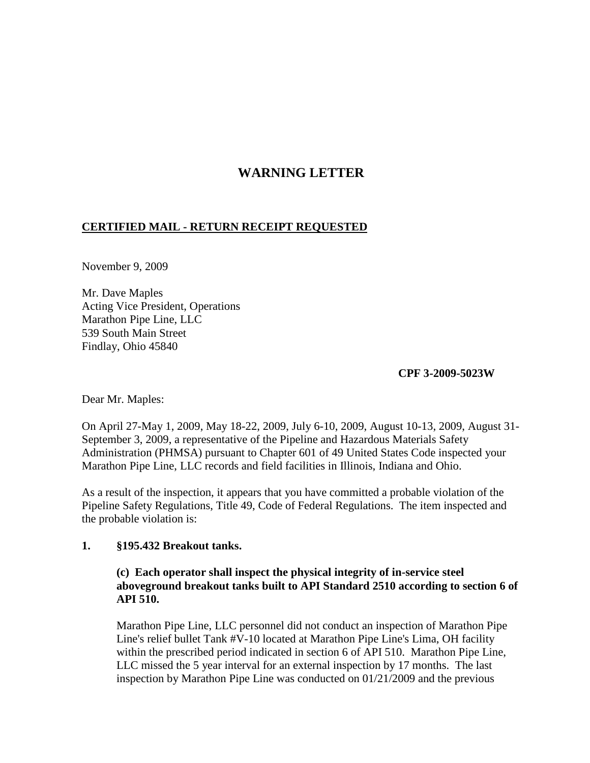# WARNING LETTER

**CERTIFIED MAIL - RETURN RECEIPT REQUESTED**

November 9, 2009

Mr. Dave Maples
Acting Vice President, Operations
Marathon Pipe Line, LLC
539 South Main Street
Findlay, Ohio 45840

**CPF 3-2009-5023W**

Dear Mr. Maples:

On April 27-May 1, 2009, May 18-22, 2009, July 6-10, 2009, August 10-13, 2009, August 31-September 3, 2009, a representative of the Pipeline and Hazardous Materials Safety Administration (PHMSA) pursuant to Chapter 601 of 49 United States Code inspected your Marathon Pipe Line, LLC records and field facilities in Illinois, Indiana and Ohio.

As a result of the inspection, it appears that you have committed a probable violation of the Pipeline Safety Regulations, Title 49, Code of Federal Regulations. The item inspected and the probable violation is:

**1. §195.432 Breakout tanks.**

**(c) Each operator shall inspect the physical integrity of in-service steel aboveground breakout tanks built to API Standard 2510 according to section 6 of API 510.**

Marathon Pipe Line, LLC personnel did not conduct an inspection of Marathon Pipe Line's relief bullet Tank #V-10 located at Marathon Pipe Line's Lima, OH facility within the prescribed period indicated in section 6 of API 510. Marathon Pipe Line, LLC missed the 5 year interval for an external inspection by 17 months. The last inspection by Marathon Pipe Line was conducted on 01/21/2009 and the previous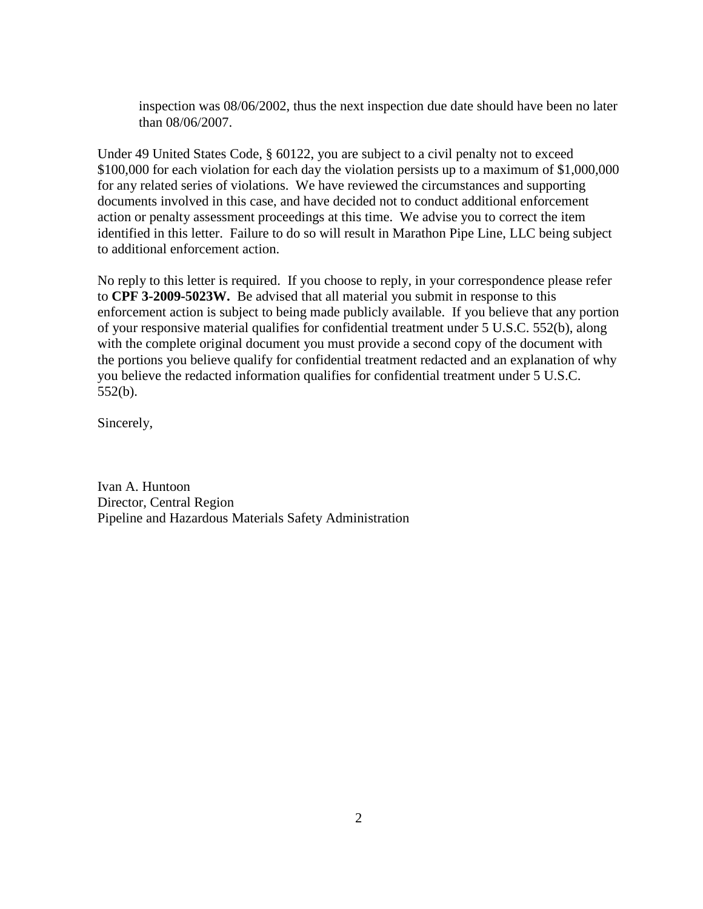inspection was 08/06/2002, thus the next inspection due date should have been no later than 08/06/2007.

Under 49 United States Code, § 60122, you are subject to a civil penalty not to exceed $100,000 for each violation for each day the violation persists up to a maximum of $1,000,000 for any related series of violations. We have reviewed the circumstances and supporting documents involved in this case, and have decided not to conduct additional enforcement action or penalty assessment proceedings at this time. We advise you to correct the item identified in this letter. Failure to do so will result in Marathon Pipe Line, LLC being subject to additional enforcement action.

No reply to this letter is required. If you choose to reply, in your correspondence please refer to **CPF 3-2009-5023W.** Be advised that all material you submit in response to this enforcement action is subject to being made publicly available. If you believe that any portion of your responsive material qualifies for confidential treatment under 5 U.S.C. 552(b), along with the complete original document you must provide a second copy of the document with the portions you believe qualify for confidential treatment redacted and an explanation of why you believe the redacted information qualifies for confidential treatment under 5 U.S.C. 552(b).

Sincerely,

Ivan A. Huntoon
Director, Central Region
Pipeline and Hazardous Materials Safety Administration